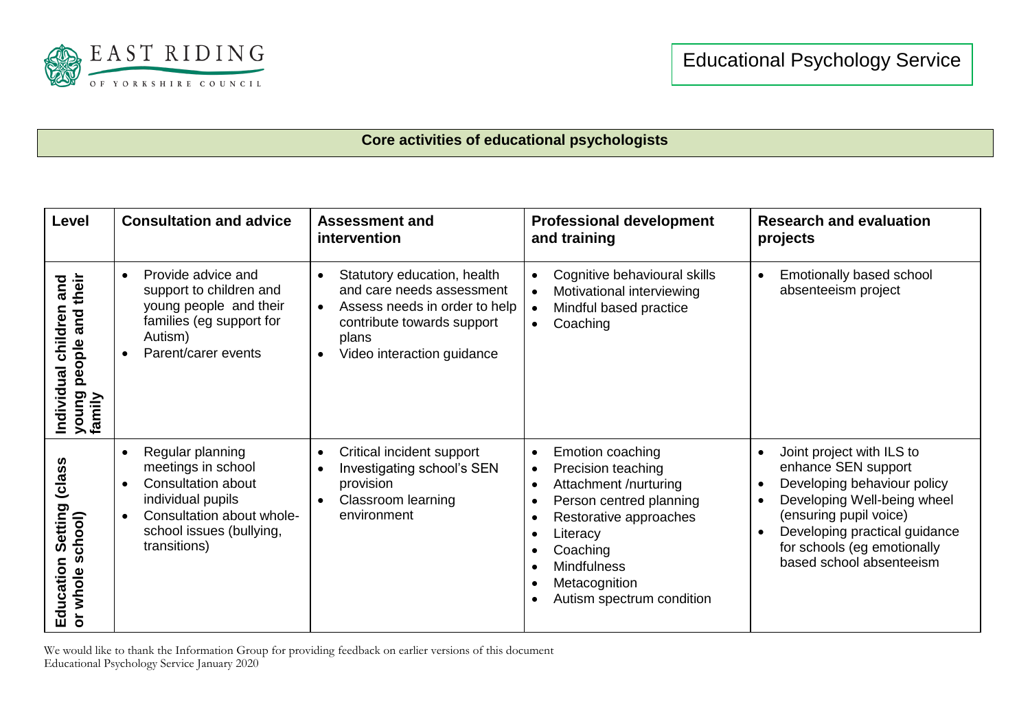EAST RIDING OF YORKSHIRE COUNCIL

Educational Psychology Service

## Core activities of educational psychologists

| Level | Consultation and advice | Assessment and intervention | Professional development and training | Research and evaluation projects |
| --- | --- | --- | --- | --- |
| **Individual children and young people and their family** | • Provide advice and support to children and young people and their families (eg support for Autism)<br>• Parent/carer events | • Statutory education, health and care needs assessment<br>• Assess needs in order to help contribute towards support plans<br>• Video interaction guidance | • Cognitive behavioural skills<br>• Motivational interviewing<br>• Mindful based practice<br>• Coaching | • Emotionally based school absenteeism project |
| **Education Setting (class or whole school)** | • Regular planning meetings in school<br>• Consultation about individual pupils<br>• Consultation about whole-school issues (bullying, transitions) | • Critical incident support<br>• Investigating school's SEN provision<br>• Classroom learning environment | • Emotion coaching<br>• Precision teaching<br>• Attachment /nurturing<br>• Person centred planning<br>• Restorative approaches<br>• Literacy<br>• Coaching<br>• Mindfulness<br>• Metacognition<br>• Autism spectrum condition | • Joint project with ILS to enhance SEN support<br>• Developing behaviour policy<br>• Developing Well-being wheel (ensuring pupil voice)<br>• Developing practical guidance for schools (eg emotionally based school absenteeism |

We would like to thank the Information Group for providing feedback on earlier versions of this document
Educational Psychology Service January 2020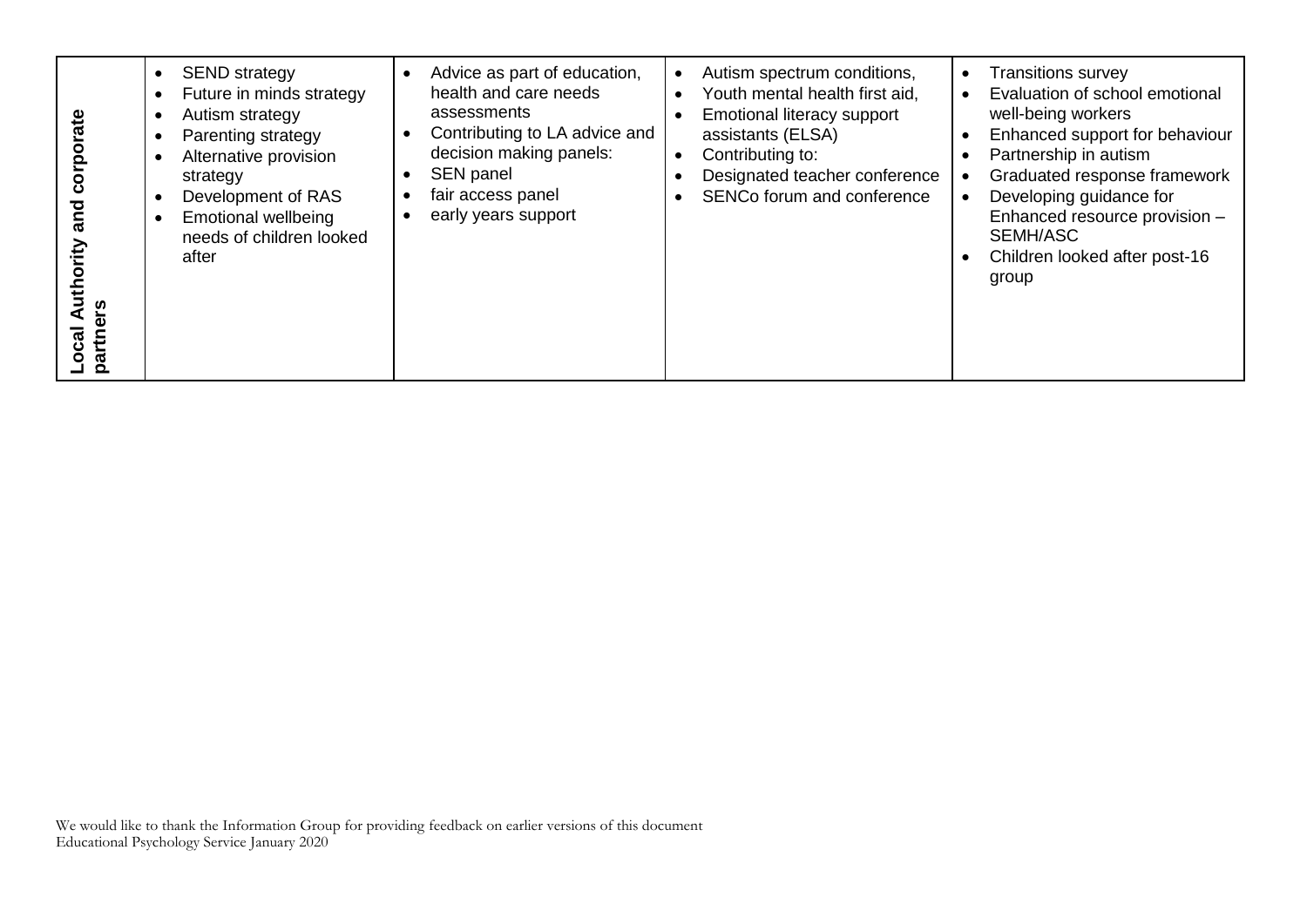| | | | | |
|---|---|---|---|---|
| **Local Authority and corporate partners** | • SEND strategy<br>• Future in minds strategy<br>• Autism strategy<br>• Parenting strategy<br>• Alternative provision strategy<br>• Development of RAS<br>• Emotional wellbeing needs of children looked after | • Advice as part of education, health and care needs assessments<br>• Contributing to LA advice and decision making panels:<br>• SEN panel<br>• fair access panel<br>• early years support | • Autism spectrum conditions,<br>• Youth mental health first aid,<br>• Emotional literacy support assistants (ELSA)<br>• Contributing to:<br>• Designated teacher conference<br>• SENCo forum and conference | • Transitions survey<br>• Evaluation of school emotional well-being workers<br>• Enhanced support for behaviour<br>• Partnership in autism<br>• Graduated response framework<br>• Developing guidance for Enhanced resource provision – SEMH/ASC<br>• Children looked after post-16 group |

We would like to thank the Information Group for providing feedback on earlier versions of this document
Educational Psychology Service January 2020